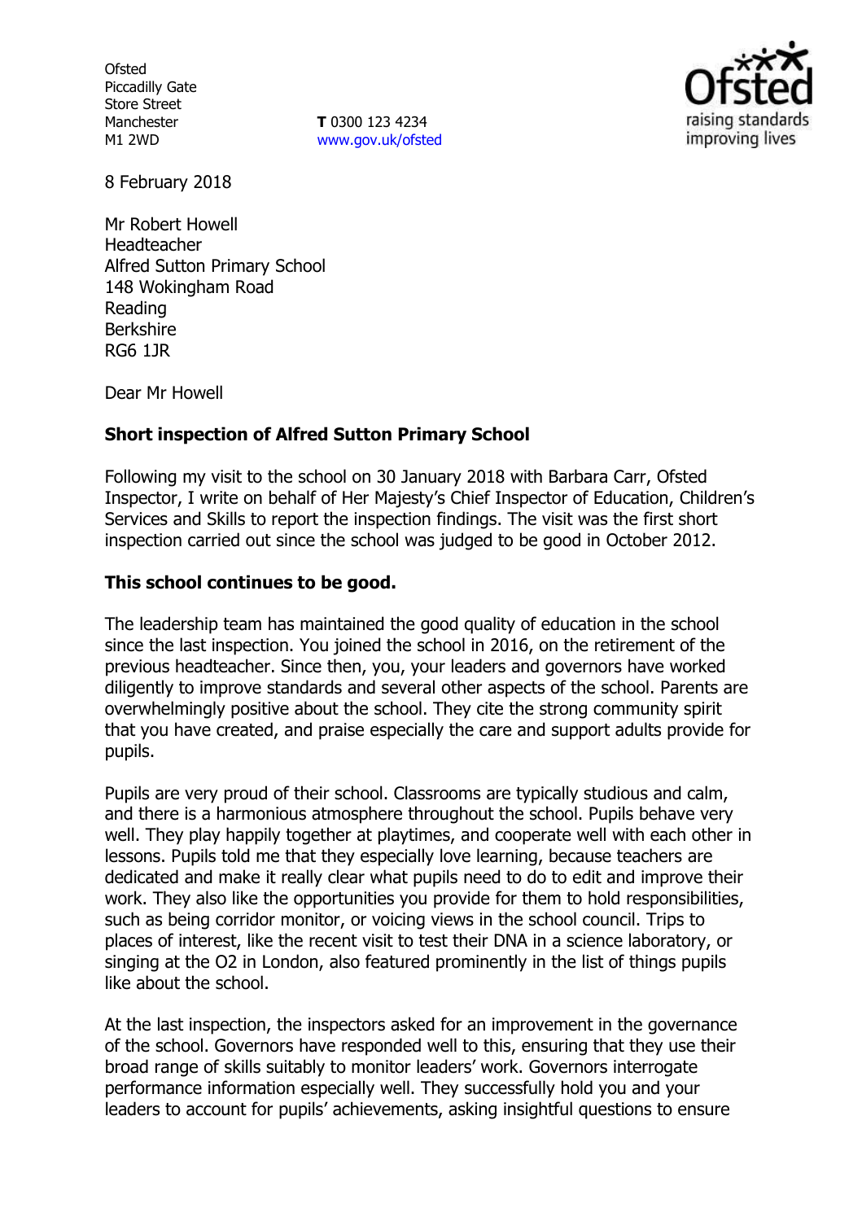Ofsted
Piccadilly Gate
Store Street
Manchester
M1 2WD

**T** 0300 123 4234
www.gov.uk/ofsted

8 February 2018

Mr Robert Howell
Headteacher
Alfred Sutton Primary School
148 Wokingham Road
Reading
Berkshire
RG6 1JR

Dear Mr Howell

**Short inspection of Alfred Sutton Primary School**

Following my visit to the school on 30 January 2018 with Barbara Carr, Ofsted Inspector, I write on behalf of Her Majesty's Chief Inspector of Education, Children's Services and Skills to report the inspection findings. The visit was the first short inspection carried out since the school was judged to be good in October 2012.

**This school continues to be good.**

The leadership team has maintained the good quality of education in the school since the last inspection. You joined the school in 2016, on the retirement of the previous headteacher. Since then, you, your leaders and governors have worked diligently to improve standards and several other aspects of the school. Parents are overwhelmingly positive about the school. They cite the strong community spirit that you have created, and praise especially the care and support adults provide for pupils.

Pupils are very proud of their school. Classrooms are typically studious and calm, and there is a harmonious atmosphere throughout the school. Pupils behave very well. They play happily together at playtimes, and cooperate well with each other in lessons. Pupils told me that they especially love learning, because teachers are dedicated and make it really clear what pupils need to do to edit and improve their work. They also like the opportunities you provide for them to hold responsibilities, such as being corridor monitor, or voicing views in the school council. Trips to places of interest, like the recent visit to test their DNA in a science laboratory, or singing at the O2 in London, also featured prominently in the list of things pupils like about the school.

At the last inspection, the inspectors asked for an improvement in the governance of the school. Governors have responded well to this, ensuring that they use their broad range of skills suitably to monitor leaders' work. Governors interrogate performance information especially well. They successfully hold you and your leaders to account for pupils' achievements, asking insightful questions to ensure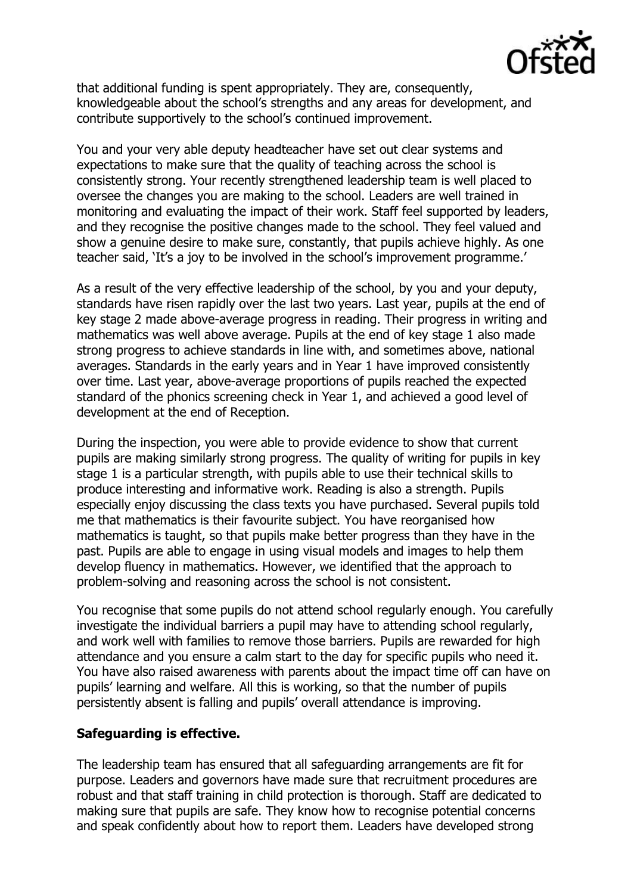that additional funding is spent appropriately. They are, consequently, knowledgeable about the school's strengths and any areas for development, and contribute supportively to the school's continued improvement.

You and your very able deputy headteacher have set out clear systems and expectations to make sure that the quality of teaching across the school is consistently strong. Your recently strengthened leadership team is well placed to oversee the changes you are making to the school. Leaders are well trained in monitoring and evaluating the impact of their work. Staff feel supported by leaders, and they recognise the positive changes made to the school. They feel valued and show a genuine desire to make sure, constantly, that pupils achieve highly. As one teacher said, 'It's a joy to be involved in the school's improvement programme.'

As a result of the very effective leadership of the school, by you and your deputy, standards have risen rapidly over the last two years. Last year, pupils at the end of key stage 2 made above-average progress in reading. Their progress in writing and mathematics was well above average. Pupils at the end of key stage 1 also made strong progress to achieve standards in line with, and sometimes above, national averages. Standards in the early years and in Year 1 have improved consistently over time. Last year, above-average proportions of pupils reached the expected standard of the phonics screening check in Year 1, and achieved a good level of development at the end of Reception.

During the inspection, you were able to provide evidence to show that current pupils are making similarly strong progress. The quality of writing for pupils in key stage 1 is a particular strength, with pupils able to use their technical skills to produce interesting and informative work. Reading is also a strength. Pupils especially enjoy discussing the class texts you have purchased. Several pupils told me that mathematics is their favourite subject. You have reorganised how mathematics is taught, so that pupils make better progress than they have in the past. Pupils are able to engage in using visual models and images to help them develop fluency in mathematics. However, we identified that the approach to problem-solving and reasoning across the school is not consistent.

You recognise that some pupils do not attend school regularly enough. You carefully investigate the individual barriers a pupil may have to attending school regularly, and work well with families to remove those barriers. Pupils are rewarded for high attendance and you ensure a calm start to the day for specific pupils who need it. You have also raised awareness with parents about the impact time off can have on pupils' learning and welfare. All this is working, so that the number of pupils persistently absent is falling and pupils' overall attendance is improving.

**Safeguarding is effective.**

The leadership team has ensured that all safeguarding arrangements are fit for purpose. Leaders and governors have made sure that recruitment procedures are robust and that staff training in child protection is thorough. Staff are dedicated to making sure that pupils are safe. They know how to recognise potential concerns and speak confidently about how to report them. Leaders have developed strong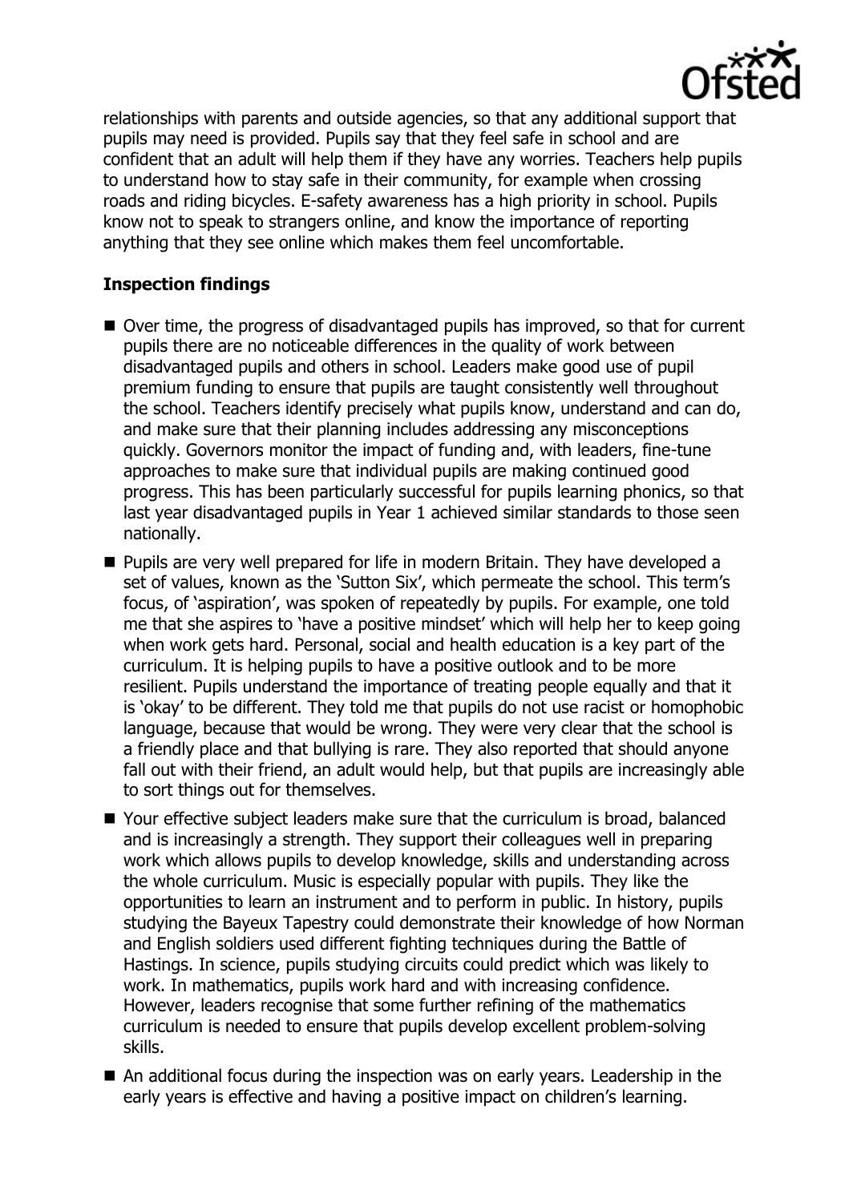relationships with parents and outside agencies, so that any additional support that pupils may need is provided. Pupils say that they feel safe in school and are confident that an adult will help them if they have any worries. Teachers help pupils to understand how to stay safe in their community, for example when crossing roads and riding bicycles. E-safety awareness has a high priority in school. Pupils know not to speak to strangers online, and know the importance of reporting anything that they see online which makes them feel uncomfortable.

**Inspection findings**

- Over time, the progress of disadvantaged pupils has improved, so that for current pupils there are no noticeable differences in the quality of work between disadvantaged pupils and others in school. Leaders make good use of pupil premium funding to ensure that pupils are taught consistently well throughout the school. Teachers identify precisely what pupils know, understand and can do, and make sure that their planning includes addressing any misconceptions quickly. Governors monitor the impact of funding and, with leaders, fine-tune approaches to make sure that individual pupils are making continued good progress. This has been particularly successful for pupils learning phonics, so that last year disadvantaged pupils in Year 1 achieved similar standards to those seen nationally.
- Pupils are very well prepared for life in modern Britain. They have developed a set of values, known as the 'Sutton Six', which permeate the school. This term's focus, of 'aspiration', was spoken of repeatedly by pupils. For example, one told me that she aspires to 'have a positive mindset' which will help her to keep going when work gets hard. Personal, social and health education is a key part of the curriculum. It is helping pupils to have a positive outlook and to be more resilient. Pupils understand the importance of treating people equally and that it is 'okay' to be different. They told me that pupils do not use racist or homophobic language, because that would be wrong. They were very clear that the school is a friendly place and that bullying is rare. They also reported that should anyone fall out with their friend, an adult would help, but that pupils are increasingly able to sort things out for themselves.
- Your effective subject leaders make sure that the curriculum is broad, balanced and is increasingly a strength. They support their colleagues well in preparing work which allows pupils to develop knowledge, skills and understanding across the whole curriculum. Music is especially popular with pupils. They like the opportunities to learn an instrument and to perform in public. In history, pupils studying the Bayeux Tapestry could demonstrate their knowledge of how Norman and English soldiers used different fighting techniques during the Battle of Hastings. In science, pupils studying circuits could predict which was likely to work. In mathematics, pupils work hard and with increasing confidence. However, leaders recognise that some further refining of the mathematics curriculum is needed to ensure that pupils develop excellent problem-solving skills.
- An additional focus during the inspection was on early years. Leadership in the early years is effective and having a positive impact on children's learning.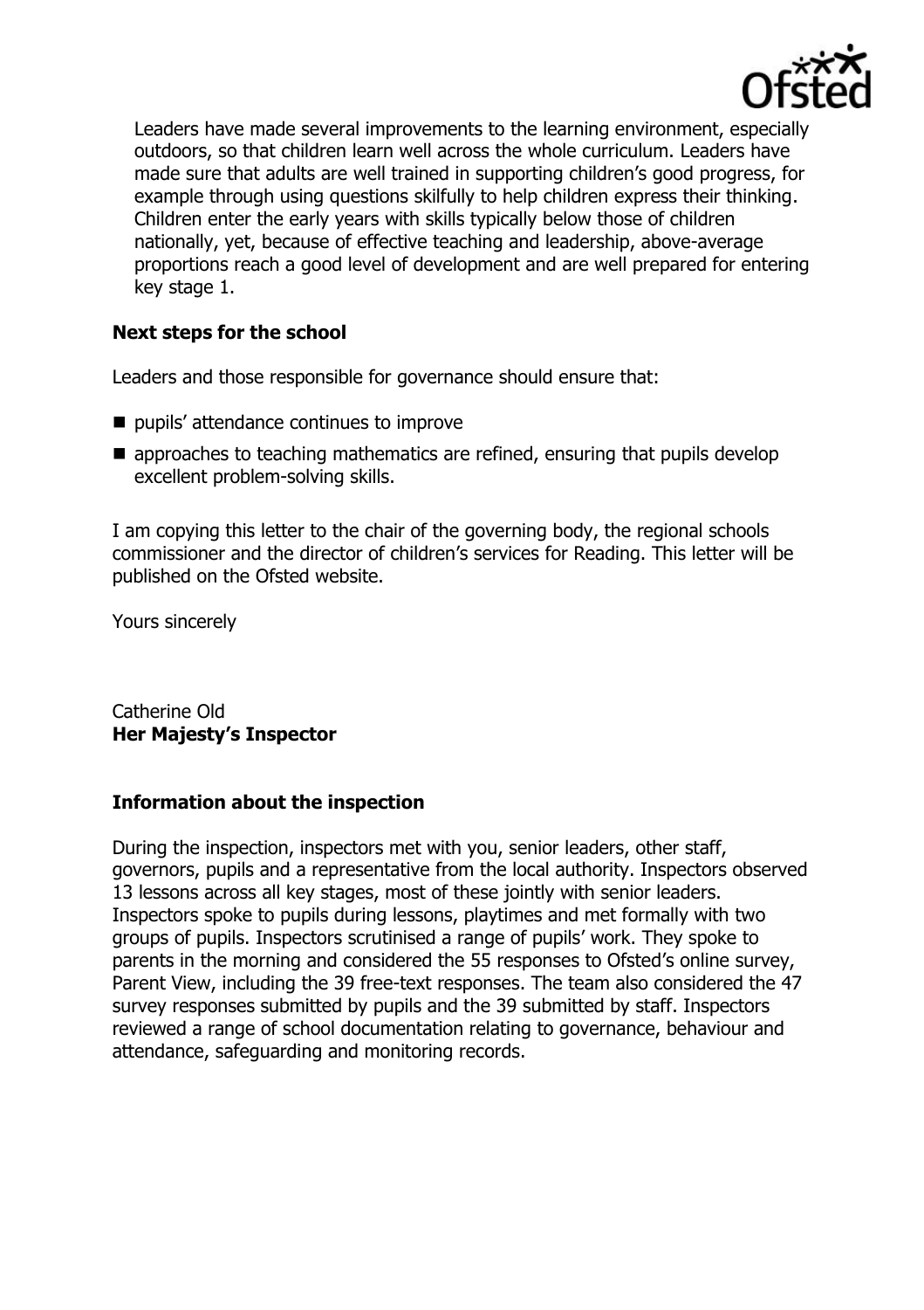Leaders have made several improvements to the learning environment, especially outdoors, so that children learn well across the whole curriculum. Leaders have made sure that adults are well trained in supporting children's good progress, for example through using questions skilfully to help children express their thinking. Children enter the early years with skills typically below those of children nationally, yet, because of effective teaching and leadership, above-average proportions reach a good level of development and are well prepared for entering key stage 1.

**Next steps for the school**

Leaders and those responsible for governance should ensure that:

- pupils' attendance continues to improve
- approaches to teaching mathematics are refined, ensuring that pupils develop excellent problem-solving skills.

I am copying this letter to the chair of the governing body, the regional schools commissioner and the director of children's services for Reading. This letter will be published on the Ofsted website.

Yours sincerely

Catherine Old
**Her Majesty's Inspector**

**Information about the inspection**

During the inspection, inspectors met with you, senior leaders, other staff, governors, pupils and a representative from the local authority. Inspectors observed 13 lessons across all key stages, most of these jointly with senior leaders. Inspectors spoke to pupils during lessons, playtimes and met formally with two groups of pupils. Inspectors scrutinised a range of pupils' work. They spoke to parents in the morning and considered the 55 responses to Ofsted's online survey, Parent View, including the 39 free-text responses. The team also considered the 47 survey responses submitted by pupils and the 39 submitted by staff. Inspectors reviewed a range of school documentation relating to governance, behaviour and attendance, safeguarding and monitoring records.